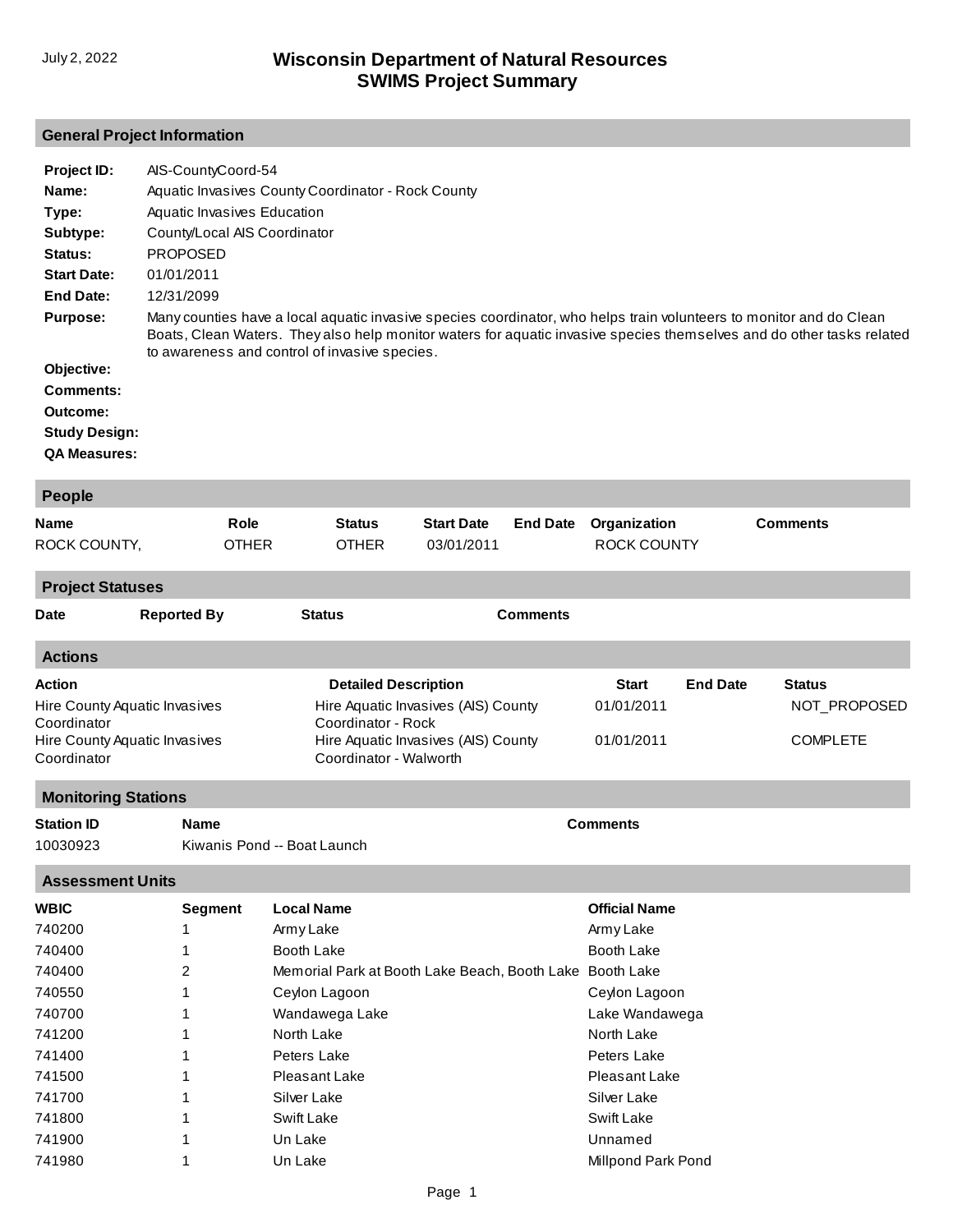# Wisconsin Department of Natural Resources
## SWIMS Project Summary

July 2, 2022

## General Project Information

**Project ID:** AIS-CountyCoord-54

**Name:** Aquatic Invasives County Coordinator - Rock County

**Type:** Aquatic Invasives Education

**Subtype:** County/Local AIS Coordinator

**Status:** PROPOSED

**Start Date:** 01/01/2011

**End Date:** 12/31/2099

**Purpose:** Many counties have a local aquatic invasive species coordinator, who helps train volunteers to monitor and do Clean Boats, Clean Waters. They also help monitor waters for aquatic invasive species themselves and do other tasks related to awareness and control of invasive species.

**Objective:**

**Comments:**

**Outcome:**

**Study Design:**

**QA Measures:**

## People

| Name | Role | Status | Start Date | End Date | Organization | Comments |
|---|---|---|---|---|---|---|
| ROCK COUNTY, | OTHER | OTHER | 03/01/2011 | | ROCK COUNTY | |

## Project Statuses

| Date | Reported By | Status | Comments |
|---|---|---|---|

## Actions

| Action | Detailed Description | Start | End Date | Status |
|---|---|---|---|---|
| Hire County Aquatic Invasives Coordinator | Hire Aquatic Invasives (AIS) County Coordinator - Rock | 01/01/2011 | | NOT_PROPOSED |
| Hire County Aquatic Invasives Coordinator | Hire Aquatic Invasives (AIS) County Coordinator - Walworth | 01/01/2011 | | COMPLETE |

## Monitoring Stations

| Station ID | Name | Comments |
|---|---|---|
| 10030923 | Kiwanis Pond -- Boat Launch | |

## Assessment Units

| WBIC | Segment | Local Name | Official Name |
|---|---|---|---|
| 740200 | 1 | Army Lake | Army Lake |
| 740400 | 1 | Booth Lake | Booth Lake |
| 740400 | 2 | Memorial Park at Booth Lake Beach, Booth Lake | Booth Lake |
| 740550 | 1 | Ceylon Lagoon | Ceylon Lagoon |
| 740700 | 1 | Wandawega Lake | Lake Wandawega |
| 741200 | 1 | North Lake | North Lake |
| 741400 | 1 | Peters Lake | Peters Lake |
| 741500 | 1 | Pleasant Lake | Pleasant Lake |
| 741700 | 1 | Silver Lake | Silver Lake |
| 741800 | 1 | Swift Lake | Swift Lake |
| 741900 | 1 | Un Lake | Unnamed |
| 741980 | 1 | Un Lake | Millpond Park Pond |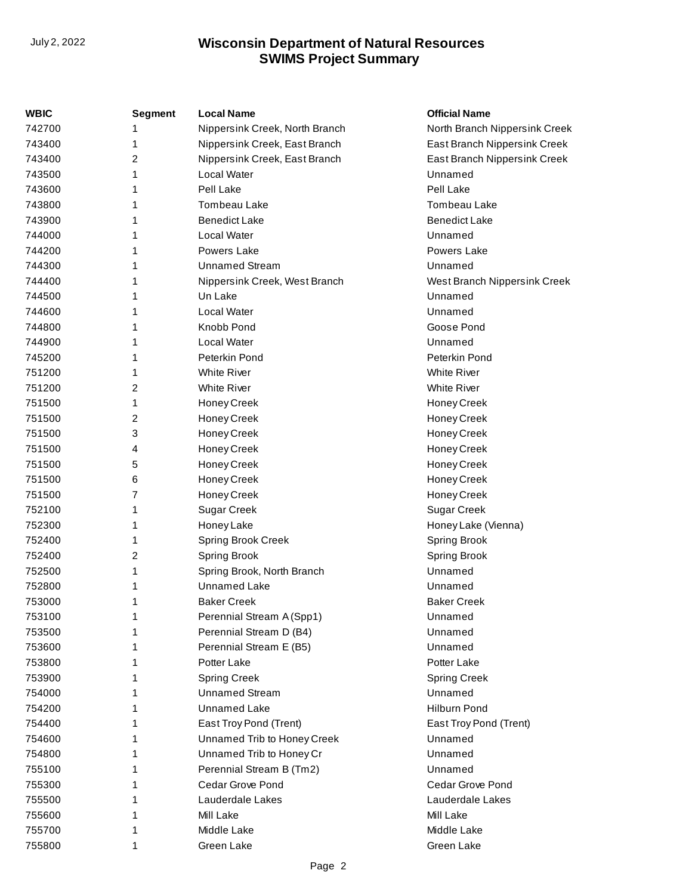| WBIC | Segment | Local Name | Official Name |
|---|---|---|---|
| 742700 | 1 | Nippersink Creek, North Branch | North Branch Nippersink Creek |
| 743400 | 1 | Nippersink Creek, East Branch | East Branch Nippersink Creek |
| 743400 | 2 | Nippersink Creek, East Branch | East Branch Nippersink Creek |
| 743500 | 1 | Local Water | Unnamed |
| 743600 | 1 | Pell Lake | Pell Lake |
| 743800 | 1 | Tombeau Lake | Tombeau Lake |
| 743900 | 1 | Benedict Lake | Benedict Lake |
| 744000 | 1 | Local Water | Unnamed |
| 744200 | 1 | Powers Lake | Powers Lake |
| 744300 | 1 | Unnamed Stream | Unnamed |
| 744400 | 1 | Nippersink Creek, West Branch | West Branch Nippersink Creek |
| 744500 | 1 | Un Lake | Unnamed |
| 744600 | 1 | Local Water | Unnamed |
| 744800 | 1 | Knobb Pond | Goose Pond |
| 744900 | 1 | Local Water | Unnamed |
| 745200 | 1 | Peterkin Pond | Peterkin Pond |
| 751200 | 1 | White River | White River |
| 751200 | 2 | White River | White River |
| 751500 | 1 | Honey Creek | Honey Creek |
| 751500 | 2 | Honey Creek | Honey Creek |
| 751500 | 3 | Honey Creek | Honey Creek |
| 751500 | 4 | Honey Creek | Honey Creek |
| 751500 | 5 | Honey Creek | Honey Creek |
| 751500 | 6 | Honey Creek | Honey Creek |
| 751500 | 7 | Honey Creek | Honey Creek |
| 752100 | 1 | Sugar Creek | Sugar Creek |
| 752300 | 1 | Honey Lake | Honey Lake (Vienna) |
| 752400 | 1 | Spring Brook Creek | Spring Brook |
| 752400 | 2 | Spring Brook | Spring Brook |
| 752500 | 1 | Spring Brook, North Branch | Unnamed |
| 752800 | 1 | Unnamed Lake | Unnamed |
| 753000 | 1 | Baker Creek | Baker Creek |
| 753100 | 1 | Perennial Stream A (Spp1) | Unnamed |
| 753500 | 1 | Perennial Stream D (B4) | Unnamed |
| 753600 | 1 | Perennial Stream E (B5) | Unnamed |
| 753800 | 1 | Potter Lake | Potter Lake |
| 753900 | 1 | Spring Creek | Spring Creek |
| 754000 | 1 | Unnamed Stream | Unnamed |
| 754200 | 1 | Unnamed Lake | Hilburn Pond |
| 754400 | 1 | East Troy Pond (Trent) | East Troy Pond (Trent) |
| 754600 | 1 | Unnamed Trib to Honey Creek | Unnamed |
| 754800 | 1 | Unnamed Trib to Honey Cr | Unnamed |
| 755100 | 1 | Perennial Stream B (Tm2) | Unnamed |
| 755300 | 1 | Cedar Grove Pond | Cedar Grove Pond |
| 755500 | 1 | Lauderdale Lakes | Lauderdale Lakes |
| 755600 | 1 | Mill Lake | Mill Lake |
| 755700 | 1 | Middle Lake | Middle Lake |
| 755800 | 1 | Green Lake | Green Lake |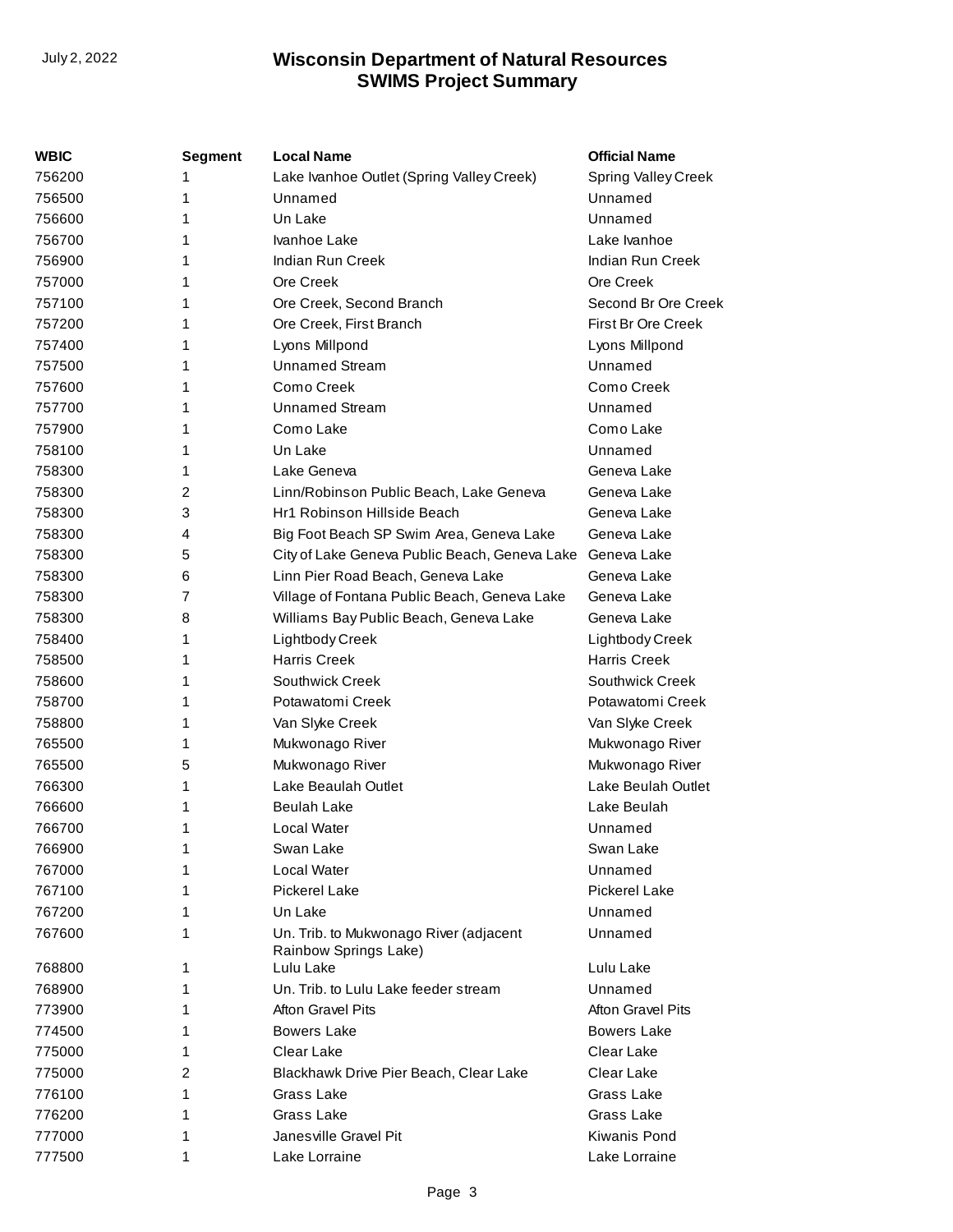| WBIC | Segment | Local Name | Official Name |
|---|---|---|---|
| 756200 | 1 | Lake Ivanhoe Outlet (Spring Valley Creek) | Spring Valley Creek |
| 756500 | 1 | Unnamed | Unnamed |
| 756600 | 1 | Un Lake | Unnamed |
| 756700 | 1 | Ivanhoe Lake | Lake Ivanhoe |
| 756900 | 1 | Indian Run Creek | Indian Run Creek |
| 757000 | 1 | Ore Creek | Ore Creek |
| 757100 | 1 | Ore Creek, Second Branch | Second Br Ore Creek |
| 757200 | 1 | Ore Creek, First Branch | First Br Ore Creek |
| 757400 | 1 | Lyons Millpond | Lyons Millpond |
| 757500 | 1 | Unnamed Stream | Unnamed |
| 757600 | 1 | Como Creek | Como Creek |
| 757700 | 1 | Unnamed Stream | Unnamed |
| 757900 | 1 | Como Lake | Como Lake |
| 758100 | 1 | Un Lake | Unnamed |
| 758300 | 1 | Lake Geneva | Geneva Lake |
| 758300 | 2 | Linn/Robinson Public Beach, Lake Geneva | Geneva Lake |
| 758300 | 3 | Hr1 Robinson Hillside Beach | Geneva Lake |
| 758300 | 4 | Big Foot Beach SP Swim Area, Geneva Lake | Geneva Lake |
| 758300 | 5 | City of Lake Geneva Public Beach, Geneva Lake | Geneva Lake |
| 758300 | 6 | Linn Pier Road Beach, Geneva Lake | Geneva Lake |
| 758300 | 7 | Village of Fontana Public Beach, Geneva Lake | Geneva Lake |
| 758300 | 8 | Williams Bay Public Beach, Geneva Lake | Geneva Lake |
| 758400 | 1 | Lightbody Creek | Lightbody Creek |
| 758500 | 1 | Harris Creek | Harris Creek |
| 758600 | 1 | Southwick Creek | Southwick Creek |
| 758700 | 1 | Potawatomi Creek | Potawatomi Creek |
| 758800 | 1 | Van Slyke Creek | Van Slyke Creek |
| 765500 | 1 | Mukwonago River | Mukwonago River |
| 765500 | 5 | Mukwonago River | Mukwonago River |
| 766300 | 1 | Lake Beaulah Outlet | Lake Beulah Outlet |
| 766600 | 1 | Beulah Lake | Lake Beulah |
| 766700 | 1 | Local Water | Unnamed |
| 766900 | 1 | Swan Lake | Swan Lake |
| 767000 | 1 | Local Water | Unnamed |
| 767100 | 1 | Pickerel Lake | Pickerel Lake |
| 767200 | 1 | Un Lake | Unnamed |
| 767600 | 1 | Un. Trib. to Mukwonago River (adjacent Rainbow Springs Lake) | Unnamed |
| 768800 | 1 | Lulu Lake | Lulu Lake |
| 768900 | 1 | Un. Trib. to Lulu Lake feeder stream | Unnamed |
| 773900 | 1 | Afton Gravel Pits | Afton Gravel Pits |
| 774500 | 1 | Bowers Lake | Bowers Lake |
| 775000 | 1 | Clear Lake | Clear Lake |
| 775000 | 2 | Blackhawk Drive Pier Beach, Clear Lake | Clear Lake |
| 776100 | 1 | Grass Lake | Grass Lake |
| 776200 | 1 | Grass Lake | Grass Lake |
| 777000 | 1 | Janesville Gravel Pit | Kiwanis Pond |
| 777500 | 1 | Lake Lorraine | Lake Lorraine |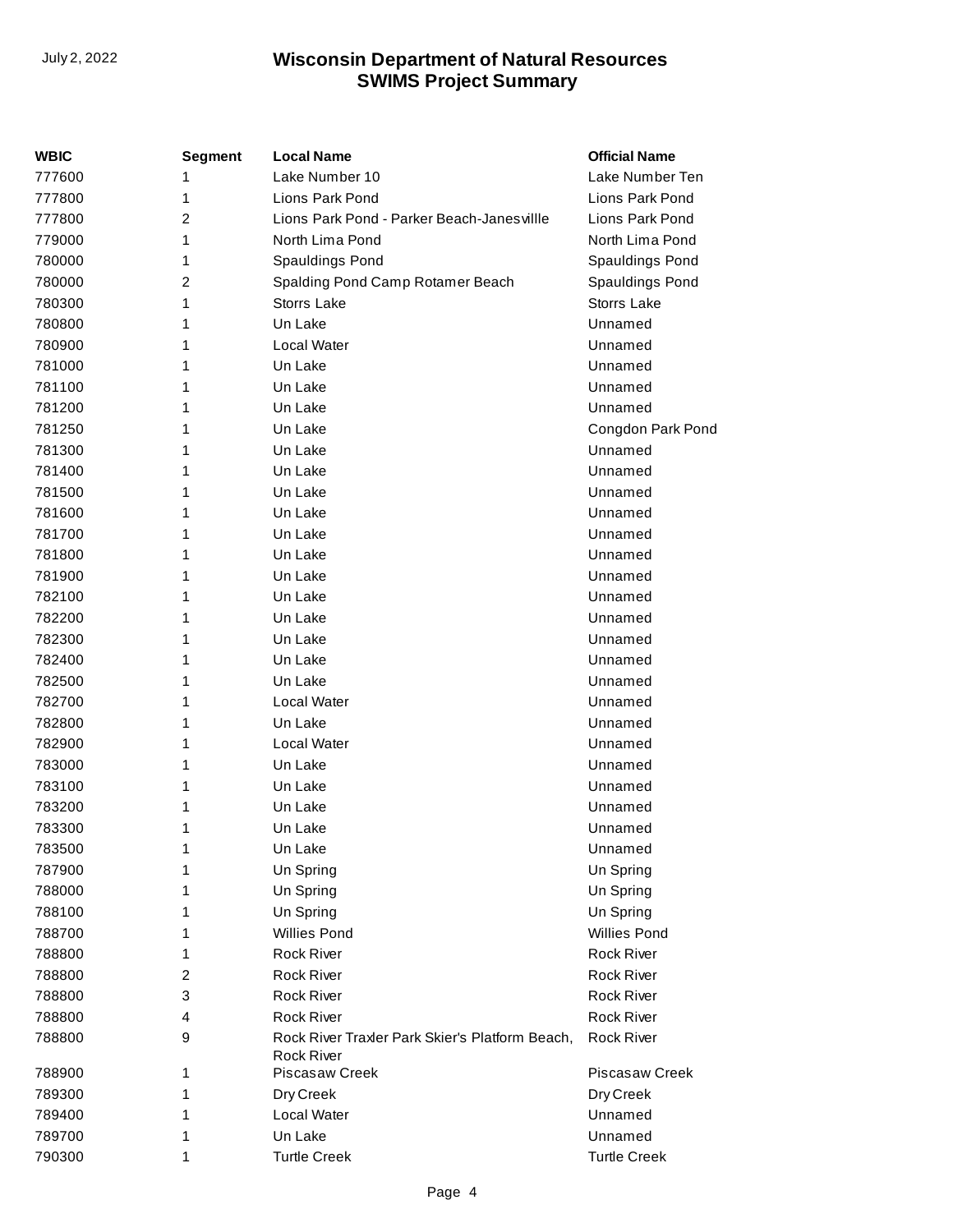| WBIC | Segment | Local Name | Official Name |
|---|---|---|---|
| 777600 | 1 | Lake Number 10 | Lake Number Ten |
| 777800 | 1 | Lions Park Pond | Lions Park Pond |
| 777800 | 2 | Lions Park Pond - Parker Beach-Janesvillle | Lions Park Pond |
| 779000 | 1 | North Lima Pond | North Lima Pond |
| 780000 | 1 | Spauldings Pond | Spauldings Pond |
| 780000 | 2 | Spalding Pond Camp Rotamer Beach | Spauldings Pond |
| 780300 | 1 | Storrs Lake | Storrs Lake |
| 780800 | 1 | Un Lake | Unnamed |
| 780900 | 1 | Local Water | Unnamed |
| 781000 | 1 | Un Lake | Unnamed |
| 781100 | 1 | Un Lake | Unnamed |
| 781200 | 1 | Un Lake | Unnamed |
| 781250 | 1 | Un Lake | Congdon Park Pond |
| 781300 | 1 | Un Lake | Unnamed |
| 781400 | 1 | Un Lake | Unnamed |
| 781500 | 1 | Un Lake | Unnamed |
| 781600 | 1 | Un Lake | Unnamed |
| 781700 | 1 | Un Lake | Unnamed |
| 781800 | 1 | Un Lake | Unnamed |
| 781900 | 1 | Un Lake | Unnamed |
| 782100 | 1 | Un Lake | Unnamed |
| 782200 | 1 | Un Lake | Unnamed |
| 782300 | 1 | Un Lake | Unnamed |
| 782400 | 1 | Un Lake | Unnamed |
| 782500 | 1 | Un Lake | Unnamed |
| 782700 | 1 | Local Water | Unnamed |
| 782800 | 1 | Un Lake | Unnamed |
| 782900 | 1 | Local Water | Unnamed |
| 783000 | 1 | Un Lake | Unnamed |
| 783100 | 1 | Un Lake | Unnamed |
| 783200 | 1 | Un Lake | Unnamed |
| 783300 | 1 | Un Lake | Unnamed |
| 783500 | 1 | Un Lake | Unnamed |
| 787900 | 1 | Un Spring | Un Spring |
| 788000 | 1 | Un Spring | Un Spring |
| 788100 | 1 | Un Spring | Un Spring |
| 788700 | 1 | Willies Pond | Willies Pond |
| 788800 | 1 | Rock River | Rock River |
| 788800 | 2 | Rock River | Rock River |
| 788800 | 3 | Rock River | Rock River |
| 788800 | 4 | Rock River | Rock River |
| 788800 | 9 | Rock River Traxler Park Skier's Platform Beach, Rock River | Rock River |
| 788900 | 1 | Piscasaw Creek | Piscasaw Creek |
| 789300 | 1 | Dry Creek | Dry Creek |
| 789400 | 1 | Local Water | Unnamed |
| 789700 | 1 | Un Lake | Unnamed |
| 790300 | 1 | Turtle Creek | Turtle Creek |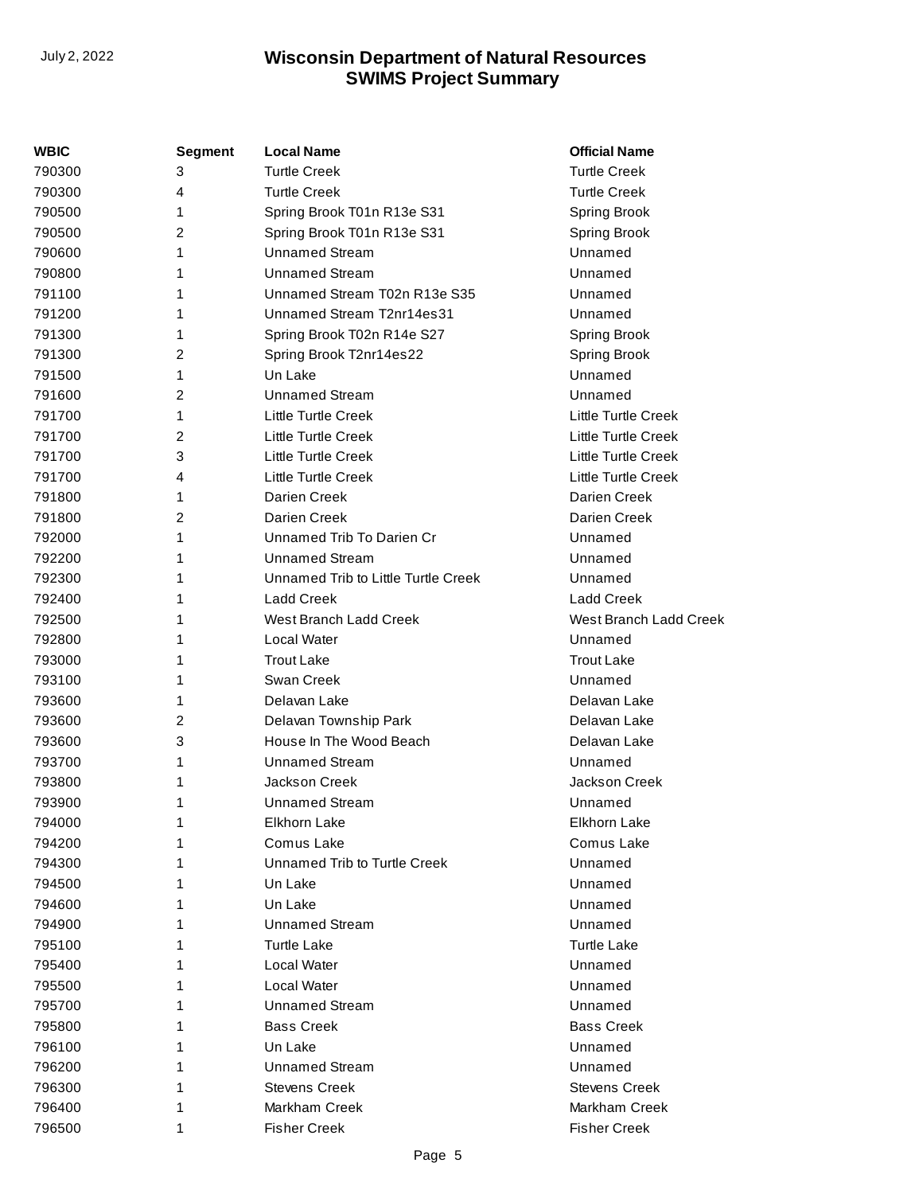| WBIC | Segment | Local Name | Official Name |
|---|---|---|---|
| 790300 | 3 | Turtle Creek | Turtle Creek |
| 790300 | 4 | Turtle Creek | Turtle Creek |
| 790500 | 1 | Spring Brook T01n R13e S31 | Spring Brook |
| 790500 | 2 | Spring Brook T01n R13e S31 | Spring Brook |
| 790600 | 1 | Unnamed Stream | Unnamed |
| 790800 | 1 | Unnamed Stream | Unnamed |
| 791100 | 1 | Unnamed Stream T02n R13e S35 | Unnamed |
| 791200 | 1 | Unnamed Stream T2nr14es31 | Unnamed |
| 791300 | 1 | Spring Brook T02n R14e S27 | Spring Brook |
| 791300 | 2 | Spring Brook T2nr14es22 | Spring Brook |
| 791500 | 1 | Un Lake | Unnamed |
| 791600 | 2 | Unnamed Stream | Unnamed |
| 791700 | 1 | Little Turtle Creek | Little Turtle Creek |
| 791700 | 2 | Little Turtle Creek | Little Turtle Creek |
| 791700 | 3 | Little Turtle Creek | Little Turtle Creek |
| 791700 | 4 | Little Turtle Creek | Little Turtle Creek |
| 791800 | 1 | Darien Creek | Darien Creek |
| 791800 | 2 | Darien Creek | Darien Creek |
| 792000 | 1 | Unnamed Trib To Darien Cr | Unnamed |
| 792200 | 1 | Unnamed Stream | Unnamed |
| 792300 | 1 | Unnamed Trib to Little Turtle Creek | Unnamed |
| 792400 | 1 | Ladd Creek | Ladd Creek |
| 792500 | 1 | West Branch Ladd Creek | West Branch Ladd Creek |
| 792800 | 1 | Local Water | Unnamed |
| 793000 | 1 | Trout Lake | Trout Lake |
| 793100 | 1 | Swan Creek | Unnamed |
| 793600 | 1 | Delavan Lake | Delavan Lake |
| 793600 | 2 | Delavan Township Park | Delavan Lake |
| 793600 | 3 | House In The Wood Beach | Delavan Lake |
| 793700 | 1 | Unnamed Stream | Unnamed |
| 793800 | 1 | Jackson Creek | Jackson Creek |
| 793900 | 1 | Unnamed Stream | Unnamed |
| 794000 | 1 | Elkhorn Lake | Elkhorn Lake |
| 794200 | 1 | Comus Lake | Comus Lake |
| 794300 | 1 | Unnamed Trib to Turtle Creek | Unnamed |
| 794500 | 1 | Un Lake | Unnamed |
| 794600 | 1 | Un Lake | Unnamed |
| 794900 | 1 | Unnamed Stream | Unnamed |
| 795100 | 1 | Turtle Lake | Turtle Lake |
| 795400 | 1 | Local Water | Unnamed |
| 795500 | 1 | Local Water | Unnamed |
| 795700 | 1 | Unnamed Stream | Unnamed |
| 795800 | 1 | Bass Creek | Bass Creek |
| 796100 | 1 | Un Lake | Unnamed |
| 796200 | 1 | Unnamed Stream | Unnamed |
| 796300 | 1 | Stevens Creek | Stevens Creek |
| 796400 | 1 | Markham Creek | Markham Creek |
| 796500 | 1 | Fisher Creek | Fisher Creek |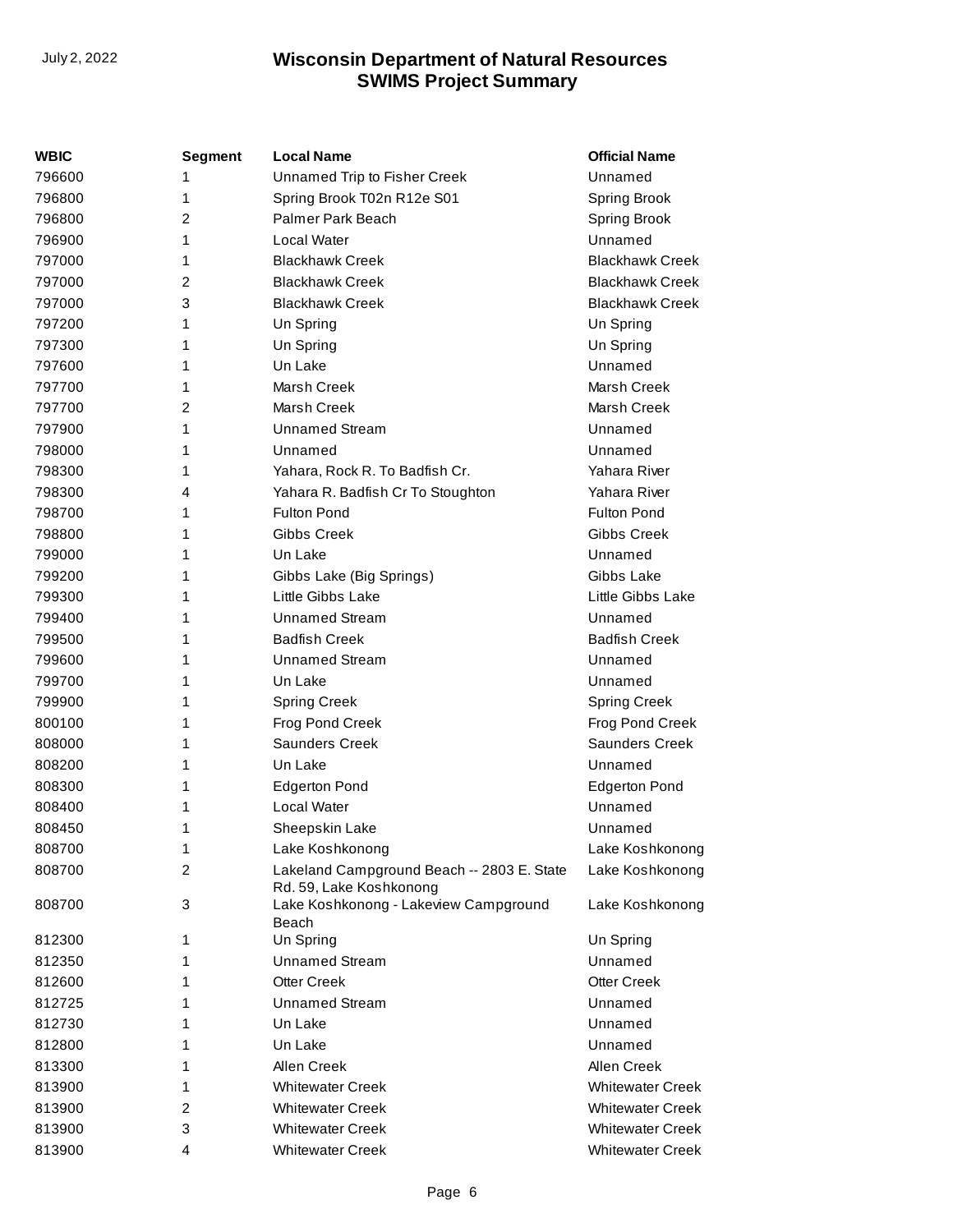| WBIC | Segment | Local Name | Official Name |
|---|---|---|---|
| 796600 | 1 | Unnamed Trip to Fisher Creek | Unnamed |
| 796800 | 1 | Spring Brook T02n R12e S01 | Spring Brook |
| 796800 | 2 | Palmer Park Beach | Spring Brook |
| 796900 | 1 | Local Water | Unnamed |
| 797000 | 1 | Blackhawk Creek | Blackhawk Creek |
| 797000 | 2 | Blackhawk Creek | Blackhawk Creek |
| 797000 | 3 | Blackhawk Creek | Blackhawk Creek |
| 797200 | 1 | Un Spring | Un Spring |
| 797300 | 1 | Un Spring | Un Spring |
| 797600 | 1 | Un Lake | Unnamed |
| 797700 | 1 | Marsh Creek | Marsh Creek |
| 797700 | 2 | Marsh Creek | Marsh Creek |
| 797900 | 1 | Unnamed Stream | Unnamed |
| 798000 | 1 | Unnamed | Unnamed |
| 798300 | 1 | Yahara, Rock R. To Badfish Cr. | Yahara River |
| 798300 | 4 | Yahara R. Badfish Cr To Stoughton | Yahara River |
| 798700 | 1 | Fulton Pond | Fulton Pond |
| 798800 | 1 | Gibbs Creek | Gibbs Creek |
| 799000 | 1 | Un Lake | Unnamed |
| 799200 | 1 | Gibbs Lake (Big Springs) | Gibbs Lake |
| 799300 | 1 | Little Gibbs Lake | Little Gibbs Lake |
| 799400 | 1 | Unnamed Stream | Unnamed |
| 799500 | 1 | Badfish Creek | Badfish Creek |
| 799600 | 1 | Unnamed Stream | Unnamed |
| 799700 | 1 | Un Lake | Unnamed |
| 799900 | 1 | Spring Creek | Spring Creek |
| 800100 | 1 | Frog Pond Creek | Frog Pond Creek |
| 808000 | 1 | Saunders Creek | Saunders Creek |
| 808200 | 1 | Un Lake | Unnamed |
| 808300 | 1 | Edgerton Pond | Edgerton Pond |
| 808400 | 1 | Local Water | Unnamed |
| 808450 | 1 | Sheepskin Lake | Unnamed |
| 808700 | 1 | Lake Koshkonong | Lake Koshkonong |
| 808700 | 2 | Lakeland Campground Beach -- 2803 E. State Rd. 59, Lake Koshkonong | Lake Koshkonong |
| 808700 | 3 | Lake Koshkonong - Lakeview Campground Beach | Lake Koshkonong |
| 812300 | 1 | Un Spring | Un Spring |
| 812350 | 1 | Unnamed Stream | Unnamed |
| 812600 | 1 | Otter Creek | Otter Creek |
| 812725 | 1 | Unnamed Stream | Unnamed |
| 812730 | 1 | Un Lake | Unnamed |
| 812800 | 1 | Un Lake | Unnamed |
| 813300 | 1 | Allen Creek | Allen Creek |
| 813900 | 1 | Whitewater Creek | Whitewater Creek |
| 813900 | 2 | Whitewater Creek | Whitewater Creek |
| 813900 | 3 | Whitewater Creek | Whitewater Creek |
| 813900 | 4 | Whitewater Creek | Whitewater Creek |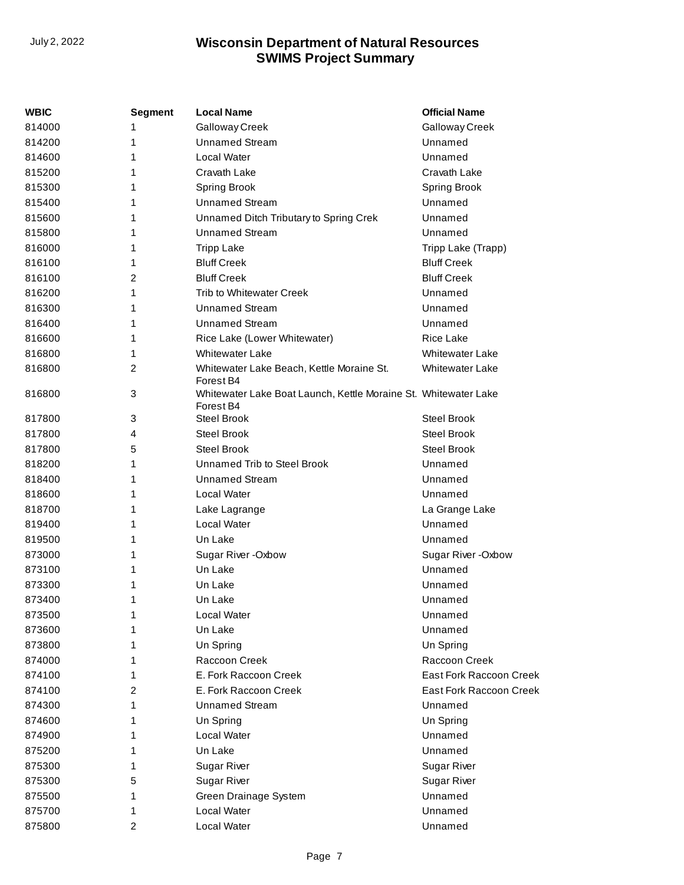| WBIC | Segment | Local Name | Official Name |
|---|---|---|---|
| 814000 | 1 | Galloway Creek | Galloway Creek |
| 814200 | 1 | Unnamed Stream | Unnamed |
| 814600 | 1 | Local Water | Unnamed |
| 815200 | 1 | Cravath Lake | Cravath Lake |
| 815300 | 1 | Spring Brook | Spring Brook |
| 815400 | 1 | Unnamed Stream | Unnamed |
| 815600 | 1 | Unnamed Ditch Tributary to Spring Crek | Unnamed |
| 815800 | 1 | Unnamed Stream | Unnamed |
| 816000 | 1 | Tripp Lake | Tripp Lake (Trapp) |
| 816100 | 1 | Bluff Creek | Bluff Creek |
| 816100 | 2 | Bluff Creek | Bluff Creek |
| 816200 | 1 | Trib to Whitewater Creek | Unnamed |
| 816300 | 1 | Unnamed Stream | Unnamed |
| 816400 | 1 | Unnamed Stream | Unnamed |
| 816600 | 1 | Rice Lake (Lower Whitewater) | Rice Lake |
| 816800 | 1 | Whitewater Lake | Whitewater Lake |
| 816800 | 2 | Whitewater Lake Beach, Kettle Moraine St. Forest B4 | Whitewater Lake |
| 816800 | 3 | Whitewater Lake Boat Launch, Kettle Moraine St. Forest B4 | Whitewater Lake |
| 817800 | 3 | Steel Brook | Steel Brook |
| 817800 | 4 | Steel Brook | Steel Brook |
| 817800 | 5 | Steel Brook | Steel Brook |
| 818200 | 1 | Unnamed Trib to Steel Brook | Unnamed |
| 818400 | 1 | Unnamed Stream | Unnamed |
| 818600 | 1 | Local Water | Unnamed |
| 818700 | 1 | Lake Lagrange | La Grange Lake |
| 819400 | 1 | Local Water | Unnamed |
| 819500 | 1 | Un Lake | Unnamed |
| 873000 | 1 | Sugar River -Oxbow | Sugar River -Oxbow |
| 873100 | 1 | Un Lake | Unnamed |
| 873300 | 1 | Un Lake | Unnamed |
| 873400 | 1 | Un Lake | Unnamed |
| 873500 | 1 | Local Water | Unnamed |
| 873600 | 1 | Un Lake | Unnamed |
| 873800 | 1 | Un Spring | Un Spring |
| 874000 | 1 | Raccoon Creek | Raccoon Creek |
| 874100 | 1 | E. Fork Raccoon Creek | East Fork Raccoon Creek |
| 874100 | 2 | E. Fork Raccoon Creek | East Fork Raccoon Creek |
| 874300 | 1 | Unnamed Stream | Unnamed |
| 874600 | 1 | Un Spring | Un Spring |
| 874900 | 1 | Local Water | Unnamed |
| 875200 | 1 | Un Lake | Unnamed |
| 875300 | 1 | Sugar River | Sugar River |
| 875300 | 5 | Sugar River | Sugar River |
| 875500 | 1 | Green Drainage System | Unnamed |
| 875700 | 1 | Local Water | Unnamed |
| 875800 | 2 | Local Water | Unnamed |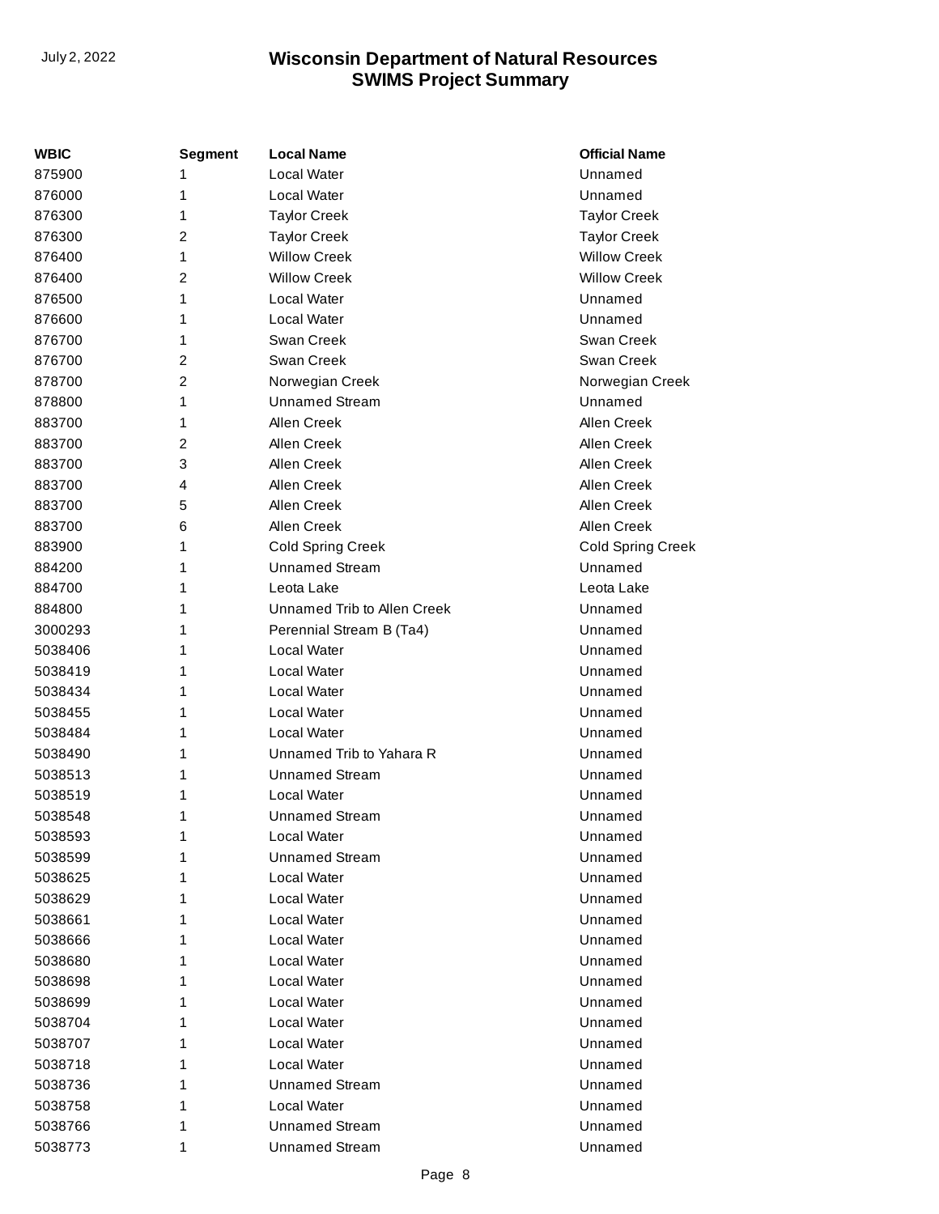| WBIC | Segment | Local Name | Official Name |
|---|---|---|---|
| 875900 | 1 | Local Water | Unnamed |
| 876000 | 1 | Local Water | Unnamed |
| 876300 | 1 | Taylor Creek | Taylor Creek |
| 876300 | 2 | Taylor Creek | Taylor Creek |
| 876400 | 1 | Willow Creek | Willow Creek |
| 876400 | 2 | Willow Creek | Willow Creek |
| 876500 | 1 | Local Water | Unnamed |
| 876600 | 1 | Local Water | Unnamed |
| 876700 | 1 | Swan Creek | Swan Creek |
| 876700 | 2 | Swan Creek | Swan Creek |
| 878700 | 2 | Norwegian Creek | Norwegian Creek |
| 878800 | 1 | Unnamed Stream | Unnamed |
| 883700 | 1 | Allen Creek | Allen Creek |
| 883700 | 2 | Allen Creek | Allen Creek |
| 883700 | 3 | Allen Creek | Allen Creek |
| 883700 | 4 | Allen Creek | Allen Creek |
| 883700 | 5 | Allen Creek | Allen Creek |
| 883700 | 6 | Allen Creek | Allen Creek |
| 883900 | 1 | Cold Spring Creek | Cold Spring Creek |
| 884200 | 1 | Unnamed Stream | Unnamed |
| 884700 | 1 | Leota Lake | Leota Lake |
| 884800 | 1 | Unnamed Trib to Allen Creek | Unnamed |
| 3000293 | 1 | Perennial Stream B (Ta4) | Unnamed |
| 5038406 | 1 | Local Water | Unnamed |
| 5038419 | 1 | Local Water | Unnamed |
| 5038434 | 1 | Local Water | Unnamed |
| 5038455 | 1 | Local Water | Unnamed |
| 5038484 | 1 | Local Water | Unnamed |
| 5038490 | 1 | Unnamed Trib to Yahara R | Unnamed |
| 5038513 | 1 | Unnamed Stream | Unnamed |
| 5038519 | 1 | Local Water | Unnamed |
| 5038548 | 1 | Unnamed Stream | Unnamed |
| 5038593 | 1 | Local Water | Unnamed |
| 5038599 | 1 | Unnamed Stream | Unnamed |
| 5038625 | 1 | Local Water | Unnamed |
| 5038629 | 1 | Local Water | Unnamed |
| 5038661 | 1 | Local Water | Unnamed |
| 5038666 | 1 | Local Water | Unnamed |
| 5038680 | 1 | Local Water | Unnamed |
| 5038698 | 1 | Local Water | Unnamed |
| 5038699 | 1 | Local Water | Unnamed |
| 5038704 | 1 | Local Water | Unnamed |
| 5038707 | 1 | Local Water | Unnamed |
| 5038718 | 1 | Local Water | Unnamed |
| 5038736 | 1 | Unnamed Stream | Unnamed |
| 5038758 | 1 | Local Water | Unnamed |
| 5038766 | 1 | Unnamed Stream | Unnamed |
| 5038773 | 1 | Unnamed Stream | Unnamed |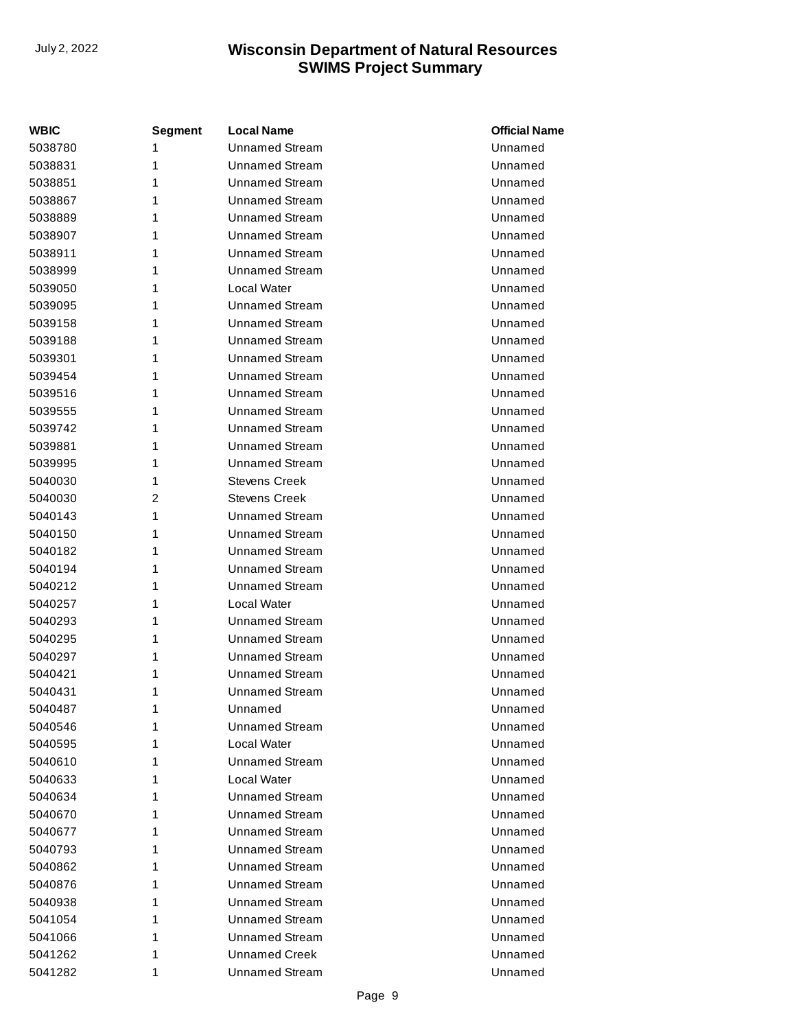| WBIC | Segment | Local Name | Official Name |
| --- | --- | --- | --- |
| 5038780 | 1 | Unnamed Stream | Unnamed |
| 5038831 | 1 | Unnamed Stream | Unnamed |
| 5038851 | 1 | Unnamed Stream | Unnamed |
| 5038867 | 1 | Unnamed Stream | Unnamed |
| 5038889 | 1 | Unnamed Stream | Unnamed |
| 5038907 | 1 | Unnamed Stream | Unnamed |
| 5038911 | 1 | Unnamed Stream | Unnamed |
| 5038999 | 1 | Unnamed Stream | Unnamed |
| 5039050 | 1 | Local Water | Unnamed |
| 5039095 | 1 | Unnamed Stream | Unnamed |
| 5039158 | 1 | Unnamed Stream | Unnamed |
| 5039188 | 1 | Unnamed Stream | Unnamed |
| 5039301 | 1 | Unnamed Stream | Unnamed |
| 5039454 | 1 | Unnamed Stream | Unnamed |
| 5039516 | 1 | Unnamed Stream | Unnamed |
| 5039555 | 1 | Unnamed Stream | Unnamed |
| 5039742 | 1 | Unnamed Stream | Unnamed |
| 5039881 | 1 | Unnamed Stream | Unnamed |
| 5039995 | 1 | Unnamed Stream | Unnamed |
| 5040030 | 1 | Stevens Creek | Unnamed |
| 5040030 | 2 | Stevens Creek | Unnamed |
| 5040143 | 1 | Unnamed Stream | Unnamed |
| 5040150 | 1 | Unnamed Stream | Unnamed |
| 5040182 | 1 | Unnamed Stream | Unnamed |
| 5040194 | 1 | Unnamed Stream | Unnamed |
| 5040212 | 1 | Unnamed Stream | Unnamed |
| 5040257 | 1 | Local Water | Unnamed |
| 5040293 | 1 | Unnamed Stream | Unnamed |
| 5040295 | 1 | Unnamed Stream | Unnamed |
| 5040297 | 1 | Unnamed Stream | Unnamed |
| 5040421 | 1 | Unnamed Stream | Unnamed |
| 5040431 | 1 | Unnamed Stream | Unnamed |
| 5040487 | 1 | Unnamed | Unnamed |
| 5040546 | 1 | Unnamed Stream | Unnamed |
| 5040595 | 1 | Local Water | Unnamed |
| 5040610 | 1 | Unnamed Stream | Unnamed |
| 5040633 | 1 | Local Water | Unnamed |
| 5040634 | 1 | Unnamed Stream | Unnamed |
| 5040670 | 1 | Unnamed Stream | Unnamed |
| 5040677 | 1 | Unnamed Stream | Unnamed |
| 5040793 | 1 | Unnamed Stream | Unnamed |
| 5040862 | 1 | Unnamed Stream | Unnamed |
| 5040876 | 1 | Unnamed Stream | Unnamed |
| 5040938 | 1 | Unnamed Stream | Unnamed |
| 5041054 | 1 | Unnamed Stream | Unnamed |
| 5041066 | 1 | Unnamed Stream | Unnamed |
| 5041262 | 1 | Unnamed Creek | Unnamed |
| 5041282 | 1 | Unnamed Stream | Unnamed |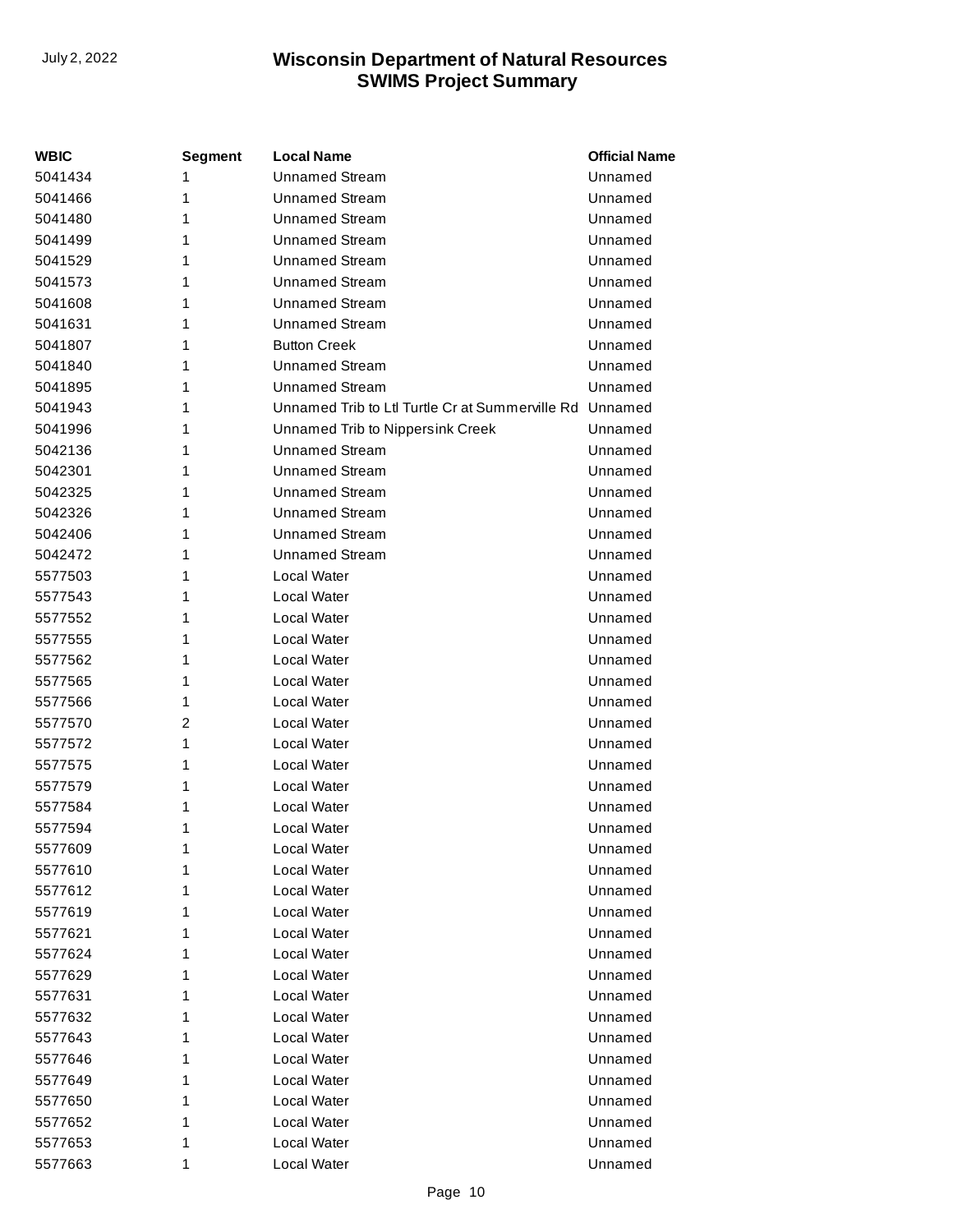| WBIC | Segment | Local Name | Official Name |
|---|---|---|---|
| 5041434 | 1 | Unnamed Stream | Unnamed |
| 5041466 | 1 | Unnamed Stream | Unnamed |
| 5041480 | 1 | Unnamed Stream | Unnamed |
| 5041499 | 1 | Unnamed Stream | Unnamed |
| 5041529 | 1 | Unnamed Stream | Unnamed |
| 5041573 | 1 | Unnamed Stream | Unnamed |
| 5041608 | 1 | Unnamed Stream | Unnamed |
| 5041631 | 1 | Unnamed Stream | Unnamed |
| 5041807 | 1 | Button Creek | Unnamed |
| 5041840 | 1 | Unnamed Stream | Unnamed |
| 5041895 | 1 | Unnamed Stream | Unnamed |
| 5041943 | 1 | Unnamed Trib to Ltl Turtle Cr at Summerville Rd | Unnamed |
| 5041996 | 1 | Unnamed Trib to Nippersink Creek | Unnamed |
| 5042136 | 1 | Unnamed Stream | Unnamed |
| 5042301 | 1 | Unnamed Stream | Unnamed |
| 5042325 | 1 | Unnamed Stream | Unnamed |
| 5042326 | 1 | Unnamed Stream | Unnamed |
| 5042406 | 1 | Unnamed Stream | Unnamed |
| 5042472 | 1 | Unnamed Stream | Unnamed |
| 5577503 | 1 | Local Water | Unnamed |
| 5577543 | 1 | Local Water | Unnamed |
| 5577552 | 1 | Local Water | Unnamed |
| 5577555 | 1 | Local Water | Unnamed |
| 5577562 | 1 | Local Water | Unnamed |
| 5577565 | 1 | Local Water | Unnamed |
| 5577566 | 1 | Local Water | Unnamed |
| 5577570 | 2 | Local Water | Unnamed |
| 5577572 | 1 | Local Water | Unnamed |
| 5577575 | 1 | Local Water | Unnamed |
| 5577579 | 1 | Local Water | Unnamed |
| 5577584 | 1 | Local Water | Unnamed |
| 5577594 | 1 | Local Water | Unnamed |
| 5577609 | 1 | Local Water | Unnamed |
| 5577610 | 1 | Local Water | Unnamed |
| 5577612 | 1 | Local Water | Unnamed |
| 5577619 | 1 | Local Water | Unnamed |
| 5577621 | 1 | Local Water | Unnamed |
| 5577624 | 1 | Local Water | Unnamed |
| 5577629 | 1 | Local Water | Unnamed |
| 5577631 | 1 | Local Water | Unnamed |
| 5577632 | 1 | Local Water | Unnamed |
| 5577643 | 1 | Local Water | Unnamed |
| 5577646 | 1 | Local Water | Unnamed |
| 5577649 | 1 | Local Water | Unnamed |
| 5577650 | 1 | Local Water | Unnamed |
| 5577652 | 1 | Local Water | Unnamed |
| 5577653 | 1 | Local Water | Unnamed |
| 5577663 | 1 | Local Water | Unnamed |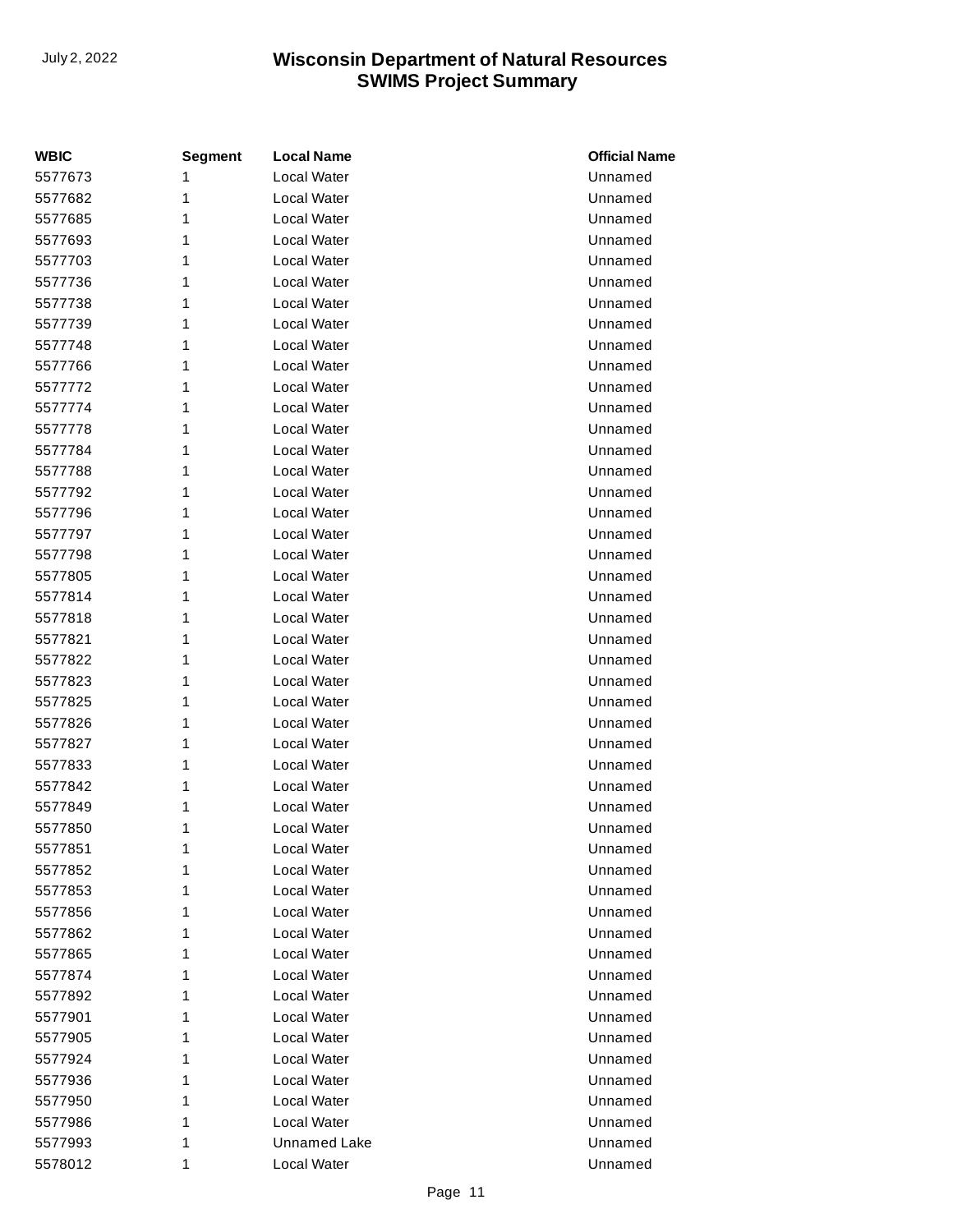| WBIC | Segment | Local Name | Official Name |
|---|---|---|---|
| 5577673 | 1 | Local Water | Unnamed |
| 5577682 | 1 | Local Water | Unnamed |
| 5577685 | 1 | Local Water | Unnamed |
| 5577693 | 1 | Local Water | Unnamed |
| 5577703 | 1 | Local Water | Unnamed |
| 5577736 | 1 | Local Water | Unnamed |
| 5577738 | 1 | Local Water | Unnamed |
| 5577739 | 1 | Local Water | Unnamed |
| 5577748 | 1 | Local Water | Unnamed |
| 5577766 | 1 | Local Water | Unnamed |
| 5577772 | 1 | Local Water | Unnamed |
| 5577774 | 1 | Local Water | Unnamed |
| 5577778 | 1 | Local Water | Unnamed |
| 5577784 | 1 | Local Water | Unnamed |
| 5577788 | 1 | Local Water | Unnamed |
| 5577792 | 1 | Local Water | Unnamed |
| 5577796 | 1 | Local Water | Unnamed |
| 5577797 | 1 | Local Water | Unnamed |
| 5577798 | 1 | Local Water | Unnamed |
| 5577805 | 1 | Local Water | Unnamed |
| 5577814 | 1 | Local Water | Unnamed |
| 5577818 | 1 | Local Water | Unnamed |
| 5577821 | 1 | Local Water | Unnamed |
| 5577822 | 1 | Local Water | Unnamed |
| 5577823 | 1 | Local Water | Unnamed |
| 5577825 | 1 | Local Water | Unnamed |
| 5577826 | 1 | Local Water | Unnamed |
| 5577827 | 1 | Local Water | Unnamed |
| 5577833 | 1 | Local Water | Unnamed |
| 5577842 | 1 | Local Water | Unnamed |
| 5577849 | 1 | Local Water | Unnamed |
| 5577850 | 1 | Local Water | Unnamed |
| 5577851 | 1 | Local Water | Unnamed |
| 5577852 | 1 | Local Water | Unnamed |
| 5577853 | 1 | Local Water | Unnamed |
| 5577856 | 1 | Local Water | Unnamed |
| 5577862 | 1 | Local Water | Unnamed |
| 5577865 | 1 | Local Water | Unnamed |
| 5577874 | 1 | Local Water | Unnamed |
| 5577892 | 1 | Local Water | Unnamed |
| 5577901 | 1 | Local Water | Unnamed |
| 5577905 | 1 | Local Water | Unnamed |
| 5577924 | 1 | Local Water | Unnamed |
| 5577936 | 1 | Local Water | Unnamed |
| 5577950 | 1 | Local Water | Unnamed |
| 5577986 | 1 | Local Water | Unnamed |
| 5577993 | 1 | Unnamed Lake | Unnamed |
| 5578012 | 1 | Local Water | Unnamed |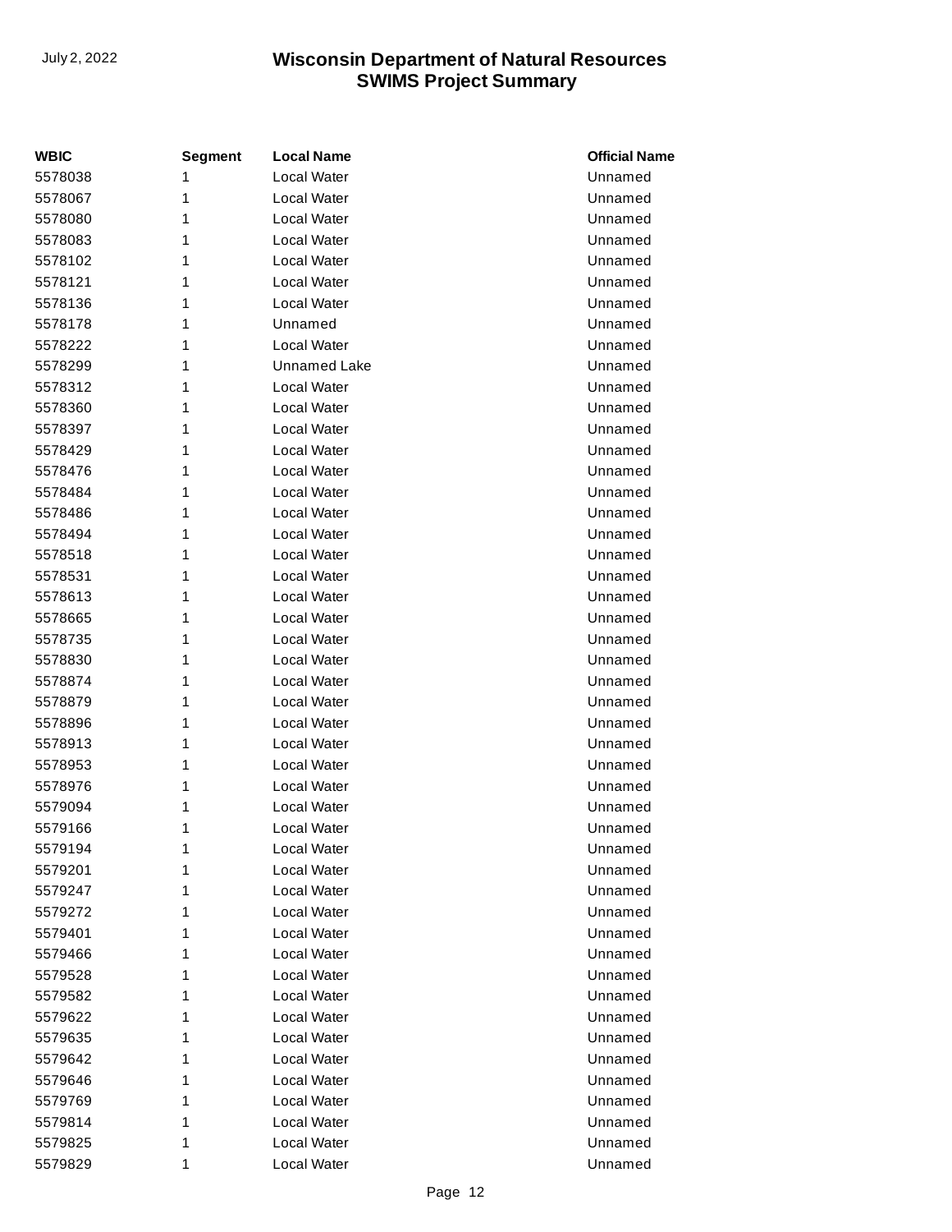| WBIC | Segment | Local Name | Official Name |
|---|---|---|---|
| 5578038 | 1 | Local Water | Unnamed |
| 5578067 | 1 | Local Water | Unnamed |
| 5578080 | 1 | Local Water | Unnamed |
| 5578083 | 1 | Local Water | Unnamed |
| 5578102 | 1 | Local Water | Unnamed |
| 5578121 | 1 | Local Water | Unnamed |
| 5578136 | 1 | Local Water | Unnamed |
| 5578178 | 1 | Unnamed | Unnamed |
| 5578222 | 1 | Local Water | Unnamed |
| 5578299 | 1 | Unnamed Lake | Unnamed |
| 5578312 | 1 | Local Water | Unnamed |
| 5578360 | 1 | Local Water | Unnamed |
| 5578397 | 1 | Local Water | Unnamed |
| 5578429 | 1 | Local Water | Unnamed |
| 5578476 | 1 | Local Water | Unnamed |
| 5578484 | 1 | Local Water | Unnamed |
| 5578486 | 1 | Local Water | Unnamed |
| 5578494 | 1 | Local Water | Unnamed |
| 5578518 | 1 | Local Water | Unnamed |
| 5578531 | 1 | Local Water | Unnamed |
| 5578613 | 1 | Local Water | Unnamed |
| 5578665 | 1 | Local Water | Unnamed |
| 5578735 | 1 | Local Water | Unnamed |
| 5578830 | 1 | Local Water | Unnamed |
| 5578874 | 1 | Local Water | Unnamed |
| 5578879 | 1 | Local Water | Unnamed |
| 5578896 | 1 | Local Water | Unnamed |
| 5578913 | 1 | Local Water | Unnamed |
| 5578953 | 1 | Local Water | Unnamed |
| 5578976 | 1 | Local Water | Unnamed |
| 5579094 | 1 | Local Water | Unnamed |
| 5579166 | 1 | Local Water | Unnamed |
| 5579194 | 1 | Local Water | Unnamed |
| 5579201 | 1 | Local Water | Unnamed |
| 5579247 | 1 | Local Water | Unnamed |
| 5579272 | 1 | Local Water | Unnamed |
| 5579401 | 1 | Local Water | Unnamed |
| 5579466 | 1 | Local Water | Unnamed |
| 5579528 | 1 | Local Water | Unnamed |
| 5579582 | 1 | Local Water | Unnamed |
| 5579622 | 1 | Local Water | Unnamed |
| 5579635 | 1 | Local Water | Unnamed |
| 5579642 | 1 | Local Water | Unnamed |
| 5579646 | 1 | Local Water | Unnamed |
| 5579769 | 1 | Local Water | Unnamed |
| 5579814 | 1 | Local Water | Unnamed |
| 5579825 | 1 | Local Water | Unnamed |
| 5579829 | 1 | Local Water | Unnamed |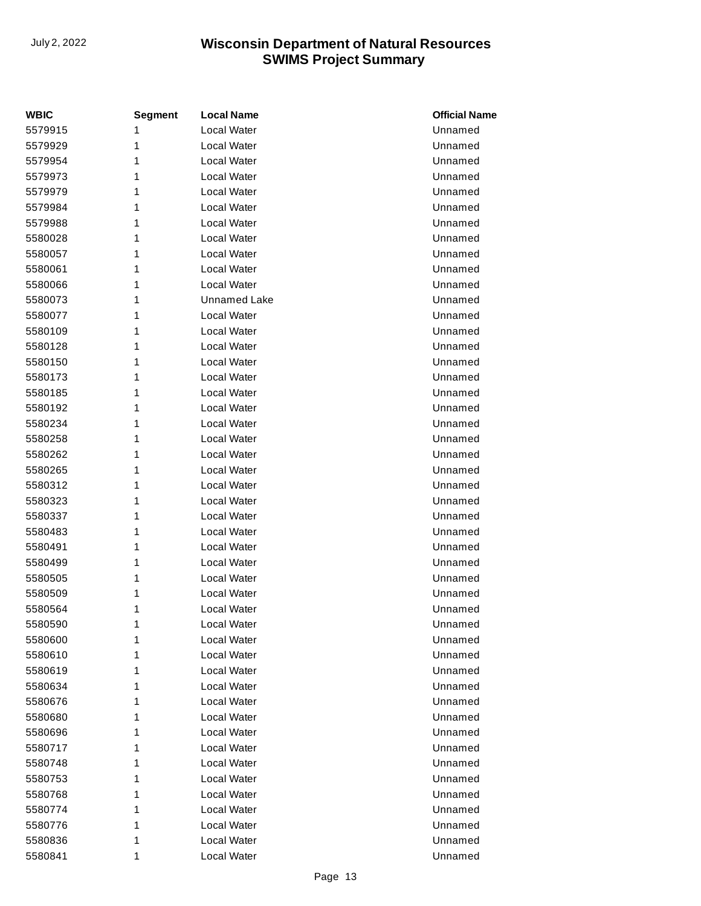| WBIC | Segment | Local Name | Official Name |
|---|---|---|---|
| 5579915 | 1 | Local Water | Unnamed |
| 5579929 | 1 | Local Water | Unnamed |
| 5579954 | 1 | Local Water | Unnamed |
| 5579973 | 1 | Local Water | Unnamed |
| 5579979 | 1 | Local Water | Unnamed |
| 5579984 | 1 | Local Water | Unnamed |
| 5579988 | 1 | Local Water | Unnamed |
| 5580028 | 1 | Local Water | Unnamed |
| 5580057 | 1 | Local Water | Unnamed |
| 5580061 | 1 | Local Water | Unnamed |
| 5580066 | 1 | Local Water | Unnamed |
| 5580073 | 1 | Unnamed Lake | Unnamed |
| 5580077 | 1 | Local Water | Unnamed |
| 5580109 | 1 | Local Water | Unnamed |
| 5580128 | 1 | Local Water | Unnamed |
| 5580150 | 1 | Local Water | Unnamed |
| 5580173 | 1 | Local Water | Unnamed |
| 5580185 | 1 | Local Water | Unnamed |
| 5580192 | 1 | Local Water | Unnamed |
| 5580234 | 1 | Local Water | Unnamed |
| 5580258 | 1 | Local Water | Unnamed |
| 5580262 | 1 | Local Water | Unnamed |
| 5580265 | 1 | Local Water | Unnamed |
| 5580312 | 1 | Local Water | Unnamed |
| 5580323 | 1 | Local Water | Unnamed |
| 5580337 | 1 | Local Water | Unnamed |
| 5580483 | 1 | Local Water | Unnamed |
| 5580491 | 1 | Local Water | Unnamed |
| 5580499 | 1 | Local Water | Unnamed |
| 5580505 | 1 | Local Water | Unnamed |
| 5580509 | 1 | Local Water | Unnamed |
| 5580564 | 1 | Local Water | Unnamed |
| 5580590 | 1 | Local Water | Unnamed |
| 5580600 | 1 | Local Water | Unnamed |
| 5580610 | 1 | Local Water | Unnamed |
| 5580619 | 1 | Local Water | Unnamed |
| 5580634 | 1 | Local Water | Unnamed |
| 5580676 | 1 | Local Water | Unnamed |
| 5580680 | 1 | Local Water | Unnamed |
| 5580696 | 1 | Local Water | Unnamed |
| 5580717 | 1 | Local Water | Unnamed |
| 5580748 | 1 | Local Water | Unnamed |
| 5580753 | 1 | Local Water | Unnamed |
| 5580768 | 1 | Local Water | Unnamed |
| 5580774 | 1 | Local Water | Unnamed |
| 5580776 | 1 | Local Water | Unnamed |
| 5580836 | 1 | Local Water | Unnamed |
| 5580841 | 1 | Local Water | Unnamed |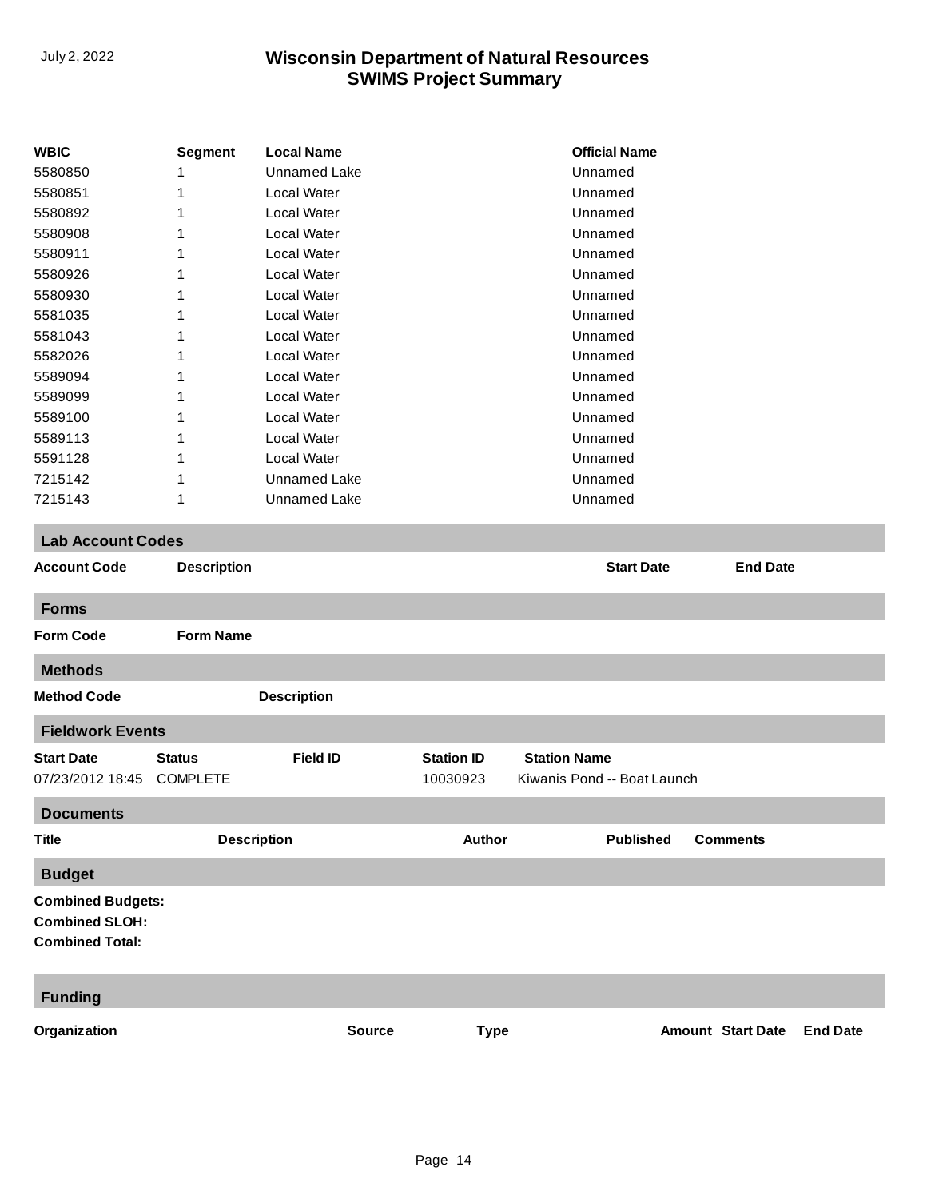| WBIC | Segment | Local Name | Official Name |
|---|---|---|---|
| 5580850 | 1 | Unnamed Lake | Unnamed |
| 5580851 | 1 | Local Water | Unnamed |
| 5580892 | 1 | Local Water | Unnamed |
| 5580908 | 1 | Local Water | Unnamed |
| 5580911 | 1 | Local Water | Unnamed |
| 5580926 | 1 | Local Water | Unnamed |
| 5580930 | 1 | Local Water | Unnamed |
| 5581035 | 1 | Local Water | Unnamed |
| 5581043 | 1 | Local Water | Unnamed |
| 5582026 | 1 | Local Water | Unnamed |
| 5589094 | 1 | Local Water | Unnamed |
| 5589099 | 1 | Local Water | Unnamed |
| 5589100 | 1 | Local Water | Unnamed |
| 5589113 | 1 | Local Water | Unnamed |
| 5591128 | 1 | Local Water | Unnamed |
| 7215142 | 1 | Unnamed Lake | Unnamed |
| 7215143 | 1 | Unnamed Lake | Unnamed |

## Lab Account Codes

| Account Code | Description | Start Date | End Date |
|---|---|---|---|

## Forms

| Form Code | Form Name |
|---|---|

## Methods

| Method Code | Description |
|---|---|

## Fieldwork Events

| Start Date | Status | Field ID | Station ID | Station Name |
|---|---|---|---|---|
| 07/23/2012 18:45 | COMPLETE | | 10030923 | Kiwanis Pond -- Boat Launch |

## Documents

| Title | Description | Author | Published | Comments |
|---|---|---|---|---|

## Budget

**Combined Budgets:**
**Combined SLOH:**
**Combined Total:**

## Funding

| Organization | Source | Type | Amount | Start Date | End Date |
|---|---|---|---|---|---|